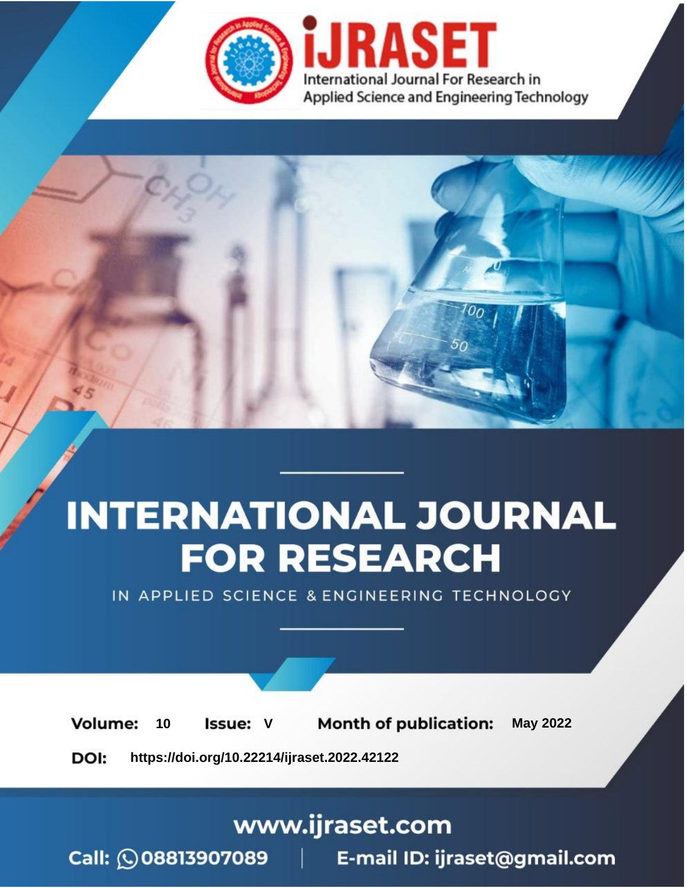# iJRASET

International Journal For Research in Applied Science and Engineering Technology

# INTERNATIONAL JOURNAL FOR RESEARCH

IN APPLIED SCIENCE & ENGINEERING TECHNOLOGY

**Volume:** 10 **Issue:** V **Month of publication:** May 2022

**DOI:** https://doi.org/10.22214/ijraset.2022.42122

www.ijraset.com

Call: 08813907089 | E-mail ID: ijraset@gmail.com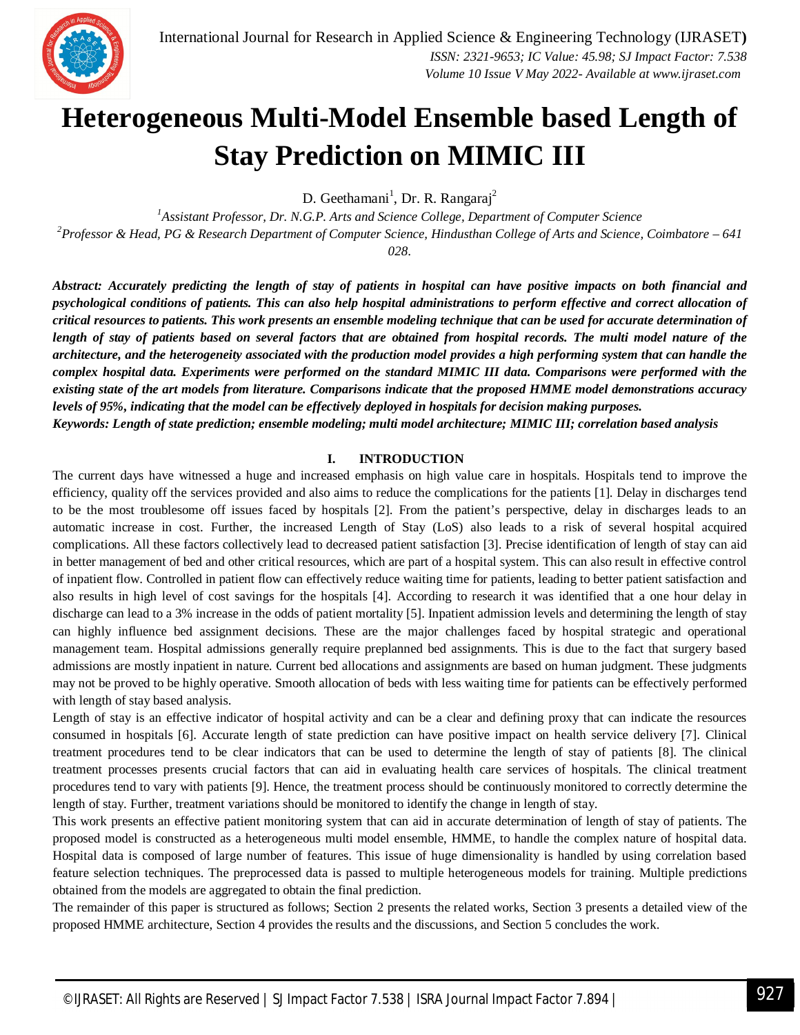# Heterogeneous Multi-Model Ensemble based Length of Stay Prediction on MIMIC III

D. Geethamani[1], Dr. R. Rangaraj[2]

[1]*Assistant Professor, Dr. N.G.P. Arts and Science College, Department of Computer Science*

[2]*Professor & Head, PG & Research Department of Computer Science, Hindusthan College of Arts and Science, Coimbatore – 641 028.*

***Abstract: Accurately predicting the length of stay of patients in hospital can have positive impacts on both financial and psychological conditions of patients. This can also help hospital administrations to perform effective and correct allocation of critical resources to patients. This work presents an ensemble modeling technique that can be used for accurate determination of length of stay of patients based on several factors that are obtained from hospital records. The multi model nature of the architecture, and the heterogeneity associated with the production model provides a high performing system that can handle the complex hospital data. Experiments were performed on the standard MIMIC III data. Comparisons were performed with the existing state of the art models from literature. Comparisons indicate that the proposed HMME model demonstrations accuracy levels of 95%, indicating that the model can be effectively deployed in hospitals for decision making purposes.***

***Keywords: Length of state prediction; ensemble modeling; multi model architecture; MIMIC III; correlation based analysis***

## I. INTRODUCTION

The current days have witnessed a huge and increased emphasis on high value care in hospitals. Hospitals tend to improve the efficiency, quality off the services provided and also aims to reduce the complications for the patients [1]. Delay in discharges tend to be the most troublesome off issues faced by hospitals [2]. From the patient's perspective, delay in discharges leads to an automatic increase in cost. Further, the increased Length of Stay (LoS) also leads to a risk of several hospital acquired complications. All these factors collectively lead to decreased patient satisfaction [3]. Precise identification of length of stay can aid in better management of bed and other critical resources, which are part of a hospital system. This can also result in effective control of inpatient flow. Controlled in patient flow can effectively reduce waiting time for patients, leading to better patient satisfaction and also results in high level of cost savings for the hospitals [4]. According to research it was identified that a one hour delay in discharge can lead to a 3% increase in the odds of patient mortality [5]. Inpatient admission levels and determining the length of stay can highly influence bed assignment decisions. These are the major challenges faced by hospital strategic and operational management team. Hospital admissions generally require preplanned bed assignments. This is due to the fact that surgery based admissions are mostly inpatient in nature. Current bed allocations and assignments are based on human judgment. These judgments may not be proved to be highly operative. Smooth allocation of beds with less waiting time for patients can be effectively performed with length of stay based analysis.

Length of stay is an effective indicator of hospital activity and can be a clear and defining proxy that can indicate the resources consumed in hospitals [6]. Accurate length of state prediction can have positive impact on health service delivery [7]. Clinical treatment procedures tend to be clear indicators that can be used to determine the length of stay of patients [8]. The clinical treatment processes presents crucial factors that can aid in evaluating health care services of hospitals. The clinical treatment procedures tend to vary with patients [9]. Hence, the treatment process should be continuously monitored to correctly determine the length of stay. Further, treatment variations should be monitored to identify the change in length of stay.

This work presents an effective patient monitoring system that can aid in accurate determination of length of stay of patients. The proposed model is constructed as a heterogeneous multi model ensemble, HMME, to handle the complex nature of hospital data. Hospital data is composed of large number of features. This issue of huge dimensionality is handled by using correlation based feature selection techniques. The preprocessed data is passed to multiple heterogeneous models for training. Multiple predictions obtained from the models are aggregated to obtain the final prediction.

The remainder of this paper is structured as follows; Section 2 presents the related works, Section 3 presents a detailed view of the proposed HMME architecture, Section 4 provides the results and the discussions, and Section 5 concludes the work.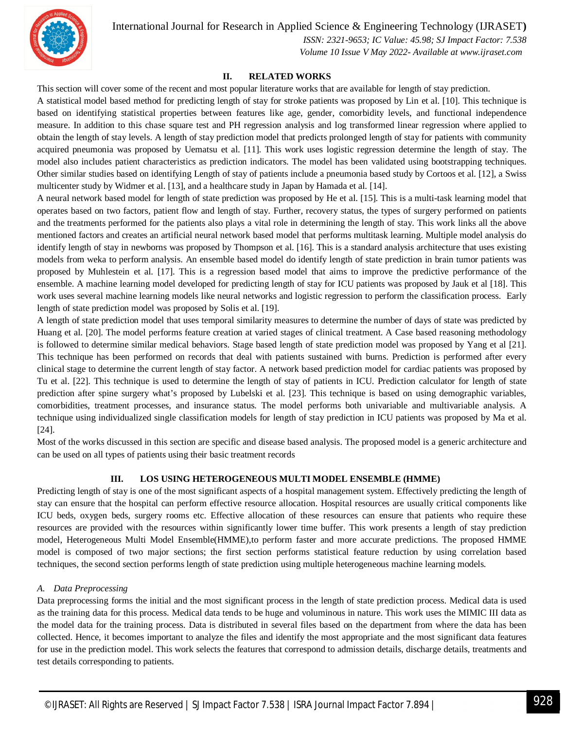## II. RELATED WORKS

This section will cover some of the recent and most popular literature works that are available for length of stay prediction.

A statistical model based method for predicting length of stay for stroke patients was proposed by Lin et al. [10]. This technique is based on identifying statistical properties between features like age, gender, comorbidity levels, and functional independence measure. In addition to this chase square test and PH regression analysis and log transformed linear regression where applied to obtain the length of stay levels. A length of stay prediction model that predicts prolonged length of stay for patients with community acquired pneumonia was proposed by Uematsu et al. [11]. This work uses logistic regression determine the length of stay. The model also includes patient characteristics as prediction indicators. The model has been validated using bootstrapping techniques. Other similar studies based on identifying Length of stay of patients include a pneumonia based study by Cortoos et al. [12], a Swiss multicenter study by Widmer et al. [13], and a healthcare study in Japan by Hamada et al. [14].

A neural network based model for length of state prediction was proposed by He et al. [15]. This is a multi-task learning model that operates based on two factors, patient flow and length of stay. Further, recovery status, the types of surgery performed on patients and the treatments performed for the patients also plays a vital role in determining the length of stay. This work links all the above mentioned factors and creates an artificial neural network based model that performs multitask learning. Multiple model analysis do identify length of stay in newborns was proposed by Thompson et al. [16]. This is a standard analysis architecture that uses existing models from weka to perform analysis. An ensemble based model do identify length of state prediction in brain tumor patients was proposed by Muhlestein et al. [17]. This is a regression based model that aims to improve the predictive performance of the ensemble. A machine learning model developed for predicting length of stay for ICU patients was proposed by Jauk et al [18]. This work uses several machine learning models like neural networks and logistic regression to perform the classification process. Early length of state prediction model was proposed by Solis et al. [19].

A length of state prediction model that uses temporal similarity measures to determine the number of days of state was predicted by Huang et al. [20]. The model performs feature creation at varied stages of clinical treatment. A Case based reasoning methodology is followed to determine similar medical behaviors. Stage based length of state prediction model was proposed by Yang et al [21]. This technique has been performed on records that deal with patients sustained with burns. Prediction is performed after every clinical stage to determine the current length of stay factor. A network based prediction model for cardiac patients was proposed by Tu et al. [22]. This technique is used to determine the length of stay of patients in ICU. Prediction calculator for length of state prediction after spine surgery what's proposed by Lubelski et al. [23]. This technique is based on using demographic variables, comorbidities, treatment processes, and insurance status. The model performs both univariable and multivariable analysis. A technique using individualized single classification models for length of stay prediction in ICU patients was proposed by Ma et al. [24].

Most of the works discussed in this section are specific and disease based analysis. The proposed model is a generic architecture and can be used on all types of patients using their basic treatment records

## III. LOS USING HETEROGENEOUS MULTI MODEL ENSEMBLE (HMME)

Predicting length of stay is one of the most significant aspects of a hospital management system. Effectively predicting the length of stay can ensure that the hospital can perform effective resource allocation. Hospital resources are usually critical components like ICU beds, oxygen beds, surgery rooms etc. Effective allocation of these resources can ensure that patients who require these resources are provided with the resources within significantly lower time buffer. This work presents a length of stay prediction model, Heterogeneous Multi Model Ensemble(HMME),to perform faster and more accurate predictions. The proposed HMME model is composed of two major sections; the first section performs statistical feature reduction by using correlation based techniques, the second section performs length of state prediction using multiple heterogeneous machine learning models.

### *A. Data Preprocessing*

Data preprocessing forms the initial and the most significant process in the length of state prediction process. Medical data is used as the training data for this process. Medical data tends to be huge and voluminous in nature. This work uses the MIMIC III data as the model data for the training process. Data is distributed in several files based on the department from where the data has been collected. Hence, it becomes important to analyze the files and identify the most appropriate and the most significant data features for use in the prediction model. This work selects the features that correspond to admission details, discharge details, treatments and test details corresponding to patients.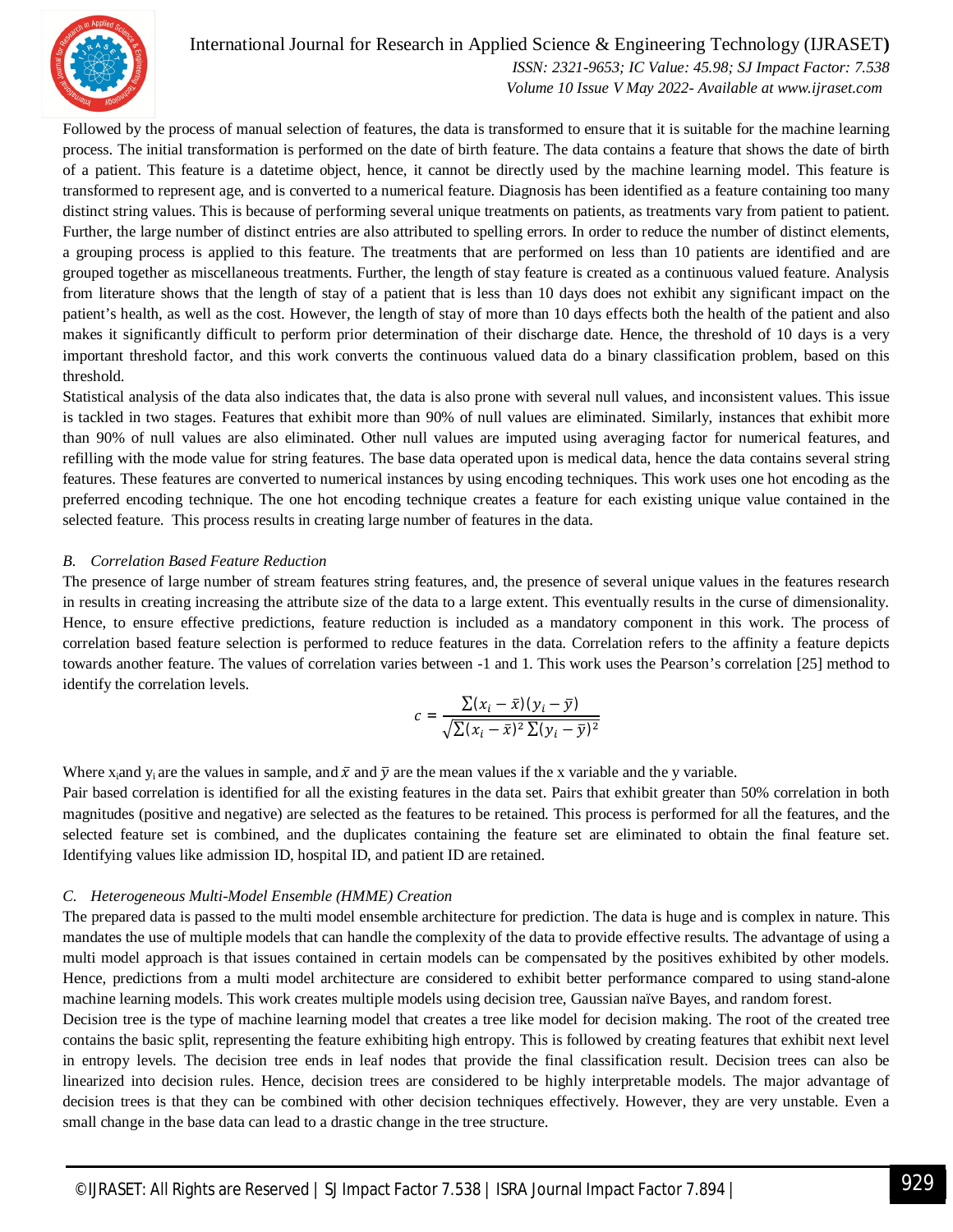Followed by the process of manual selection of features, the data is transformed to ensure that it is suitable for the machine learning process. The initial transformation is performed on the date of birth feature. The data contains a feature that shows the date of birth of a patient. This feature is a datetime object, hence, it cannot be directly used by the machine learning model. This feature is transformed to represent age, and is converted to a numerical feature. Diagnosis has been identified as a feature containing too many distinct string values. This is because of performing several unique treatments on patients, as treatments vary from patient to patient. Further, the large number of distinct entries are also attributed to spelling errors. In order to reduce the number of distinct elements, a grouping process is applied to this feature. The treatments that are performed on less than 10 patients are identified and are grouped together as miscellaneous treatments. Further, the length of stay feature is created as a continuous valued feature. Analysis from literature shows that the length of stay of a patient that is less than 10 days does not exhibit any significant impact on the patient's health, as well as the cost. However, the length of stay of more than 10 days effects both the health of the patient and also makes it significantly difficult to perform prior determination of their discharge date. Hence, the threshold of 10 days is a very important threshold factor, and this work converts the continuous valued data do a binary classification problem, based on this threshold.

Statistical analysis of the data also indicates that, the data is also prone with several null values, and inconsistent values. This issue is tackled in two stages. Features that exhibit more than 90% of null values are eliminated. Similarly, instances that exhibit more than 90% of null values are also eliminated. Other null values are imputed using averaging factor for numerical features, and refilling with the mode value for string features. The base data operated upon is medical data, hence the data contains several string features. These features are converted to numerical instances by using encoding techniques. This work uses one hot encoding as the preferred encoding technique. The one hot encoding technique creates a feature for each existing unique value contained in the selected feature. This process results in creating large number of features in the data.

### *B. Correlation Based Feature Reduction*

The presence of large number of stream features string features, and, the presence of several unique values in the features research in results in creating increasing the attribute size of the data to a large extent. This eventually results in the curse of dimensionality. Hence, to ensure effective predictions, feature reduction is included as a mandatory component in this work. The process of correlation based feature selection is performed to reduce features in the data. Correlation refers to the affinity a feature depicts towards another feature. The values of correlation varies between -1 and 1. This work uses the Pearson's correlation [25] method to identify the correlation levels.

$$c = \frac{\sum(x_i - \bar{x})(y_i - \bar{y})}{\sqrt{\sum(x_i - \bar{x})^2 \sum(y_i - \bar{y})^2}}$$

Where $x_i$ and $y_i$ are the values in sample, and $\bar{x}$ and $\bar{y}$ are the mean values if the x variable and the y variable.

Pair based correlation is identified for all the existing features in the data set. Pairs that exhibit greater than 50% correlation in both magnitudes (positive and negative) are selected as the features to be retained. This process is performed for all the features, and the selected feature set is combined, and the duplicates containing the feature set are eliminated to obtain the final feature set. Identifying values like admission ID, hospital ID, and patient ID are retained.

### *C. Heterogeneous Multi-Model Ensemble (HMME) Creation*

The prepared data is passed to the multi model ensemble architecture for prediction. The data is huge and is complex in nature. This mandates the use of multiple models that can handle the complexity of the data to provide effective results. The advantage of using a multi model approach is that issues contained in certain models can be compensated by the positives exhibited by other models. Hence, predictions from a multi model architecture are considered to exhibit better performance compared to using stand-alone machine learning models. This work creates multiple models using decision tree, Gaussian naïve Bayes, and random forest.

Decision tree is the type of machine learning model that creates a tree like model for decision making. The root of the created tree contains the basic split, representing the feature exhibiting high entropy. This is followed by creating features that exhibit next level in entropy levels. The decision tree ends in leaf nodes that provide the final classification result. Decision trees can also be linearized into decision rules. Hence, decision trees are considered to be highly interpretable models. The major advantage of decision trees is that they can be combined with other decision techniques effectively. However, they are very unstable. Even a small change in the base data can lead to a drastic change in the tree structure.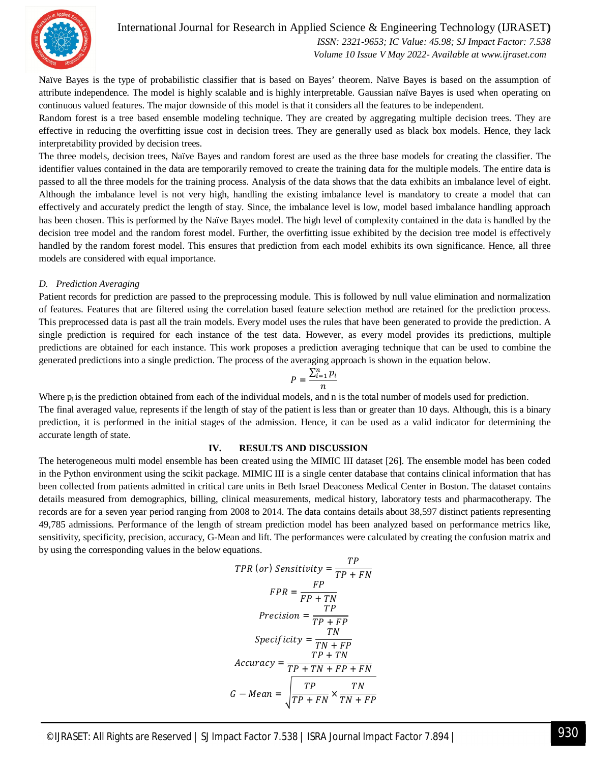Naïve Bayes is the type of probabilistic classifier that is based on Bayes' theorem. Naïve Bayes is based on the assumption of attribute independence. The model is highly scalable and is highly interpretable. Gaussian naïve Bayes is used when operating on continuous valued features. The major downside of this model is that it considers all the features to be independent.

Random forest is a tree based ensemble modeling technique. They are created by aggregating multiple decision trees. They are effective in reducing the overfitting issue cost in decision trees. They are generally used as black box models. Hence, they lack interpretability provided by decision trees.

The three models, decision trees, Naïve Bayes and random forest are used as the three base models for creating the classifier. The identifier values contained in the data are temporarily removed to create the training data for the multiple models. The entire data is passed to all the three models for the training process. Analysis of the data shows that the data exhibits an imbalance level of eight. Although the imbalance level is not very high, handling the existing imbalance level is mandatory to create a model that can effectively and accurately predict the length of stay. Since, the imbalance level is low, model based imbalance handling approach has been chosen. This is performed by the Naïve Bayes model. The high level of complexity contained in the data is handled by the decision tree model and the random forest model. Further, the overfitting issue exhibited by the decision tree model is effectively handled by the random forest model. This ensures that prediction from each model exhibits its own significance. Hence, all three models are considered with equal importance.

### *D. Prediction Averaging*

Patient records for prediction are passed to the preprocessing module. This is followed by null value elimination and normalization of features. Features that are filtered using the correlation based feature selection method are retained for the prediction process. This preprocessed data is past all the train models. Every model uses the rules that have been generated to provide the prediction. A single prediction is required for each instance of the test data. However, as every model provides its predictions, multiple predictions are obtained for each instance. This work proposes a prediction averaging technique that can be used to combine the generated predictions into a single prediction. The process of the averaging approach is shown in the equation below.

$$P = \frac{\sum_{i=1}^{n} p_i}{n}$$

Where $p_i$ is the prediction obtained from each of the individual models, and n is the total number of models used for prediction.

The final averaged value, represents if the length of stay of the patient is less than or greater than 10 days. Although, this is a binary prediction, it is performed in the initial stages of the admission. Hence, it can be used as a valid indicator for determining the accurate length of state.

## IV. RESULTS AND DISCUSSION

The heterogeneous multi model ensemble has been created using the MIMIC III dataset [26]. The ensemble model has been coded in the Python environment using the scikit package. MIMIC III is a single center database that contains clinical information that has been collected from patients admitted in critical care units in Beth Israel Deaconess Medical Center in Boston. The dataset contains details measured from demographics, billing, clinical measurements, medical history, laboratory tests and pharmacotherapy. The records are for a seven year period ranging from 2008 to 2014. The data contains details about 38,597 distinct patients representing 49,785 admissions. Performance of the length of stream prediction model has been analyzed based on performance metrics like, sensitivity, specificity, precision, accuracy, G-Mean and lift. The performances were calculated by creating the confusion matrix and by using the corresponding values in the below equations.

$$TPR\ (or)\ Sensitivity = \frac{TP}{TP + FN}$$

$$FPR = \frac{FP}{FP + TN}$$

$$Precision = \frac{TP}{TP + FP}$$

$$Specificity = \frac{TN}{TN + FP}$$

$$Accuracy = \frac{TP + TN}{TP + TN + FP + FN}$$

$$G - Mean = \sqrt{\frac{TP}{TP + FN} \times \frac{TN}{TN + FP}}$$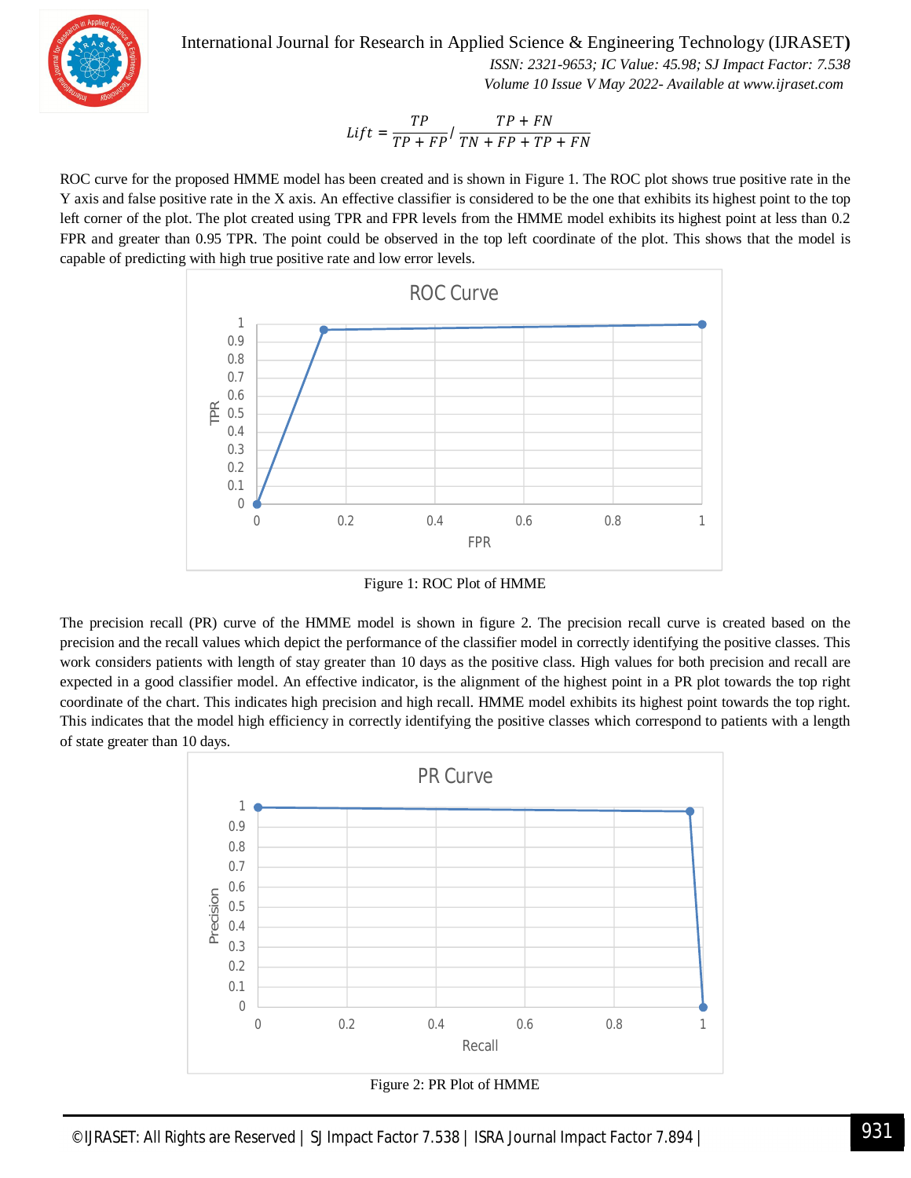$$Lift = \frac{TP}{TP + FP} / \frac{TP + FN}{TN + FP + TP + FN}$$

ROC curve for the proposed HMME model has been created and is shown in Figure 1. The ROC plot shows true positive rate in the Y axis and false positive rate in the X axis. An effective classifier is considered to be the one that exhibits its highest point to the top left corner of the plot. The plot created using TPR and FPR levels from the HMME model exhibits its highest point at less than 0.2 FPR and greater than 0.95 TPR. The point could be observed in the top left coordinate of the plot. This shows that the model is capable of predicting with high true positive rate and low error levels.

Figure 1: ROC Plot of HMME

The precision recall (PR) curve of the HMME model is shown in figure 2. The precision recall curve is created based on the precision and the recall values which depict the performance of the classifier model in correctly identifying the positive classes. This work considers patients with length of stay greater than 10 days as the positive class. High values for both precision and recall are expected in a good classifier model. An effective indicator, is the alignment of the highest point in a PR plot towards the top right coordinate of the chart. This indicates high precision and high recall. HMME model exhibits its highest point towards the top right. This indicates that the model high efficiency in correctly identifying the positive classes which correspond to patients with a length of state greater than 10 days.

Figure 2: PR Plot of HMME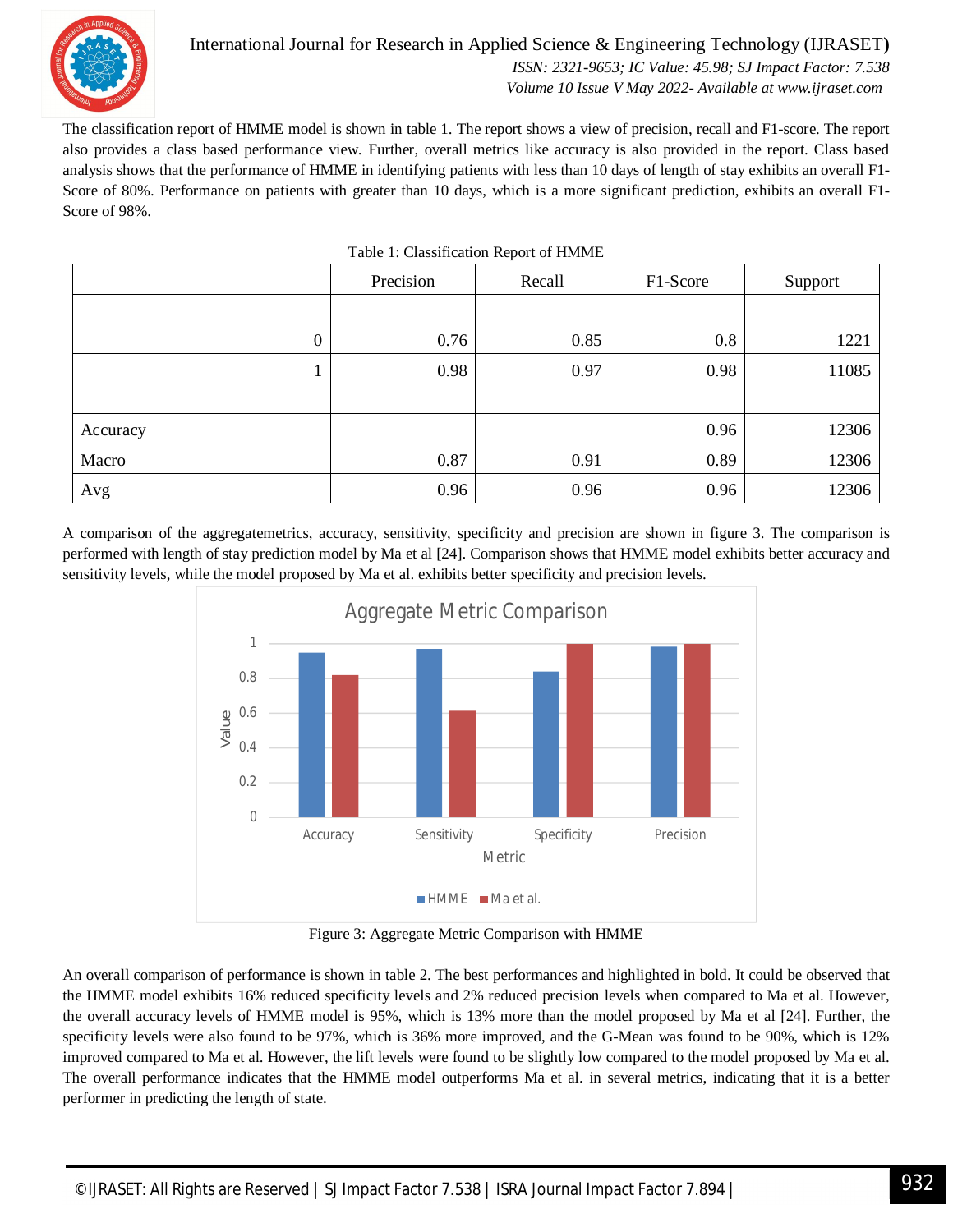The classification report of HMME model is shown in table 1. The report shows a view of precision, recall and F1-score. The report also provides a class based performance view. Further, overall metrics like accuracy is also provided in the report. Class based analysis shows that the performance of HMME in identifying patients with less than 10 days of length of stay exhibits an overall F1-Score of 80%. Performance on patients with greater than 10 days, which is a more significant prediction, exhibits an overall F1-Score of 98%.

Table 1: Classification Report of HMME

| | Precision | Recall | F1-Score | Support |
|---|---|---|---|---|
| | | | | |
| 0 | 0.76 | 0.85 | 0.8 | 1221 |
| 1 | 0.98 | 0.97 | 0.98 | 11085 |
| | | | | |
| Accuracy | | | 0.96 | 12306 |
| Macro | 0.87 | 0.91 | 0.89 | 12306 |
| Avg | 0.96 | 0.96 | 0.96 | 12306 |

A comparison of the aggregatemetrics, accuracy, sensitivity, specificity and precision are shown in figure 3. The comparison is performed with length of stay prediction model by Ma et al [24]. Comparison shows that HMME model exhibits better accuracy and sensitivity levels, while the model proposed by Ma et al. exhibits better specificity and precision levels.

Figure 3: Aggregate Metric Comparison with HMME

An overall comparison of performance is shown in table 2. The best performances and highlighted in bold. It could be observed that the HMME model exhibits 16% reduced specificity levels and 2% reduced precision levels when compared to Ma et al. However, the overall accuracy levels of HMME model is 95%, which is 13% more than the model proposed by Ma et al [24]. Further, the specificity levels were also found to be 97%, which is 36% more improved, and the G-Mean was found to be 90%, which is 12% improved compared to Ma et al. However, the lift levels were found to be slightly low compared to the model proposed by Ma et al. The overall performance indicates that the HMME model outperforms Ma et al. in several metrics, indicating that it is a better performer in predicting the length of state.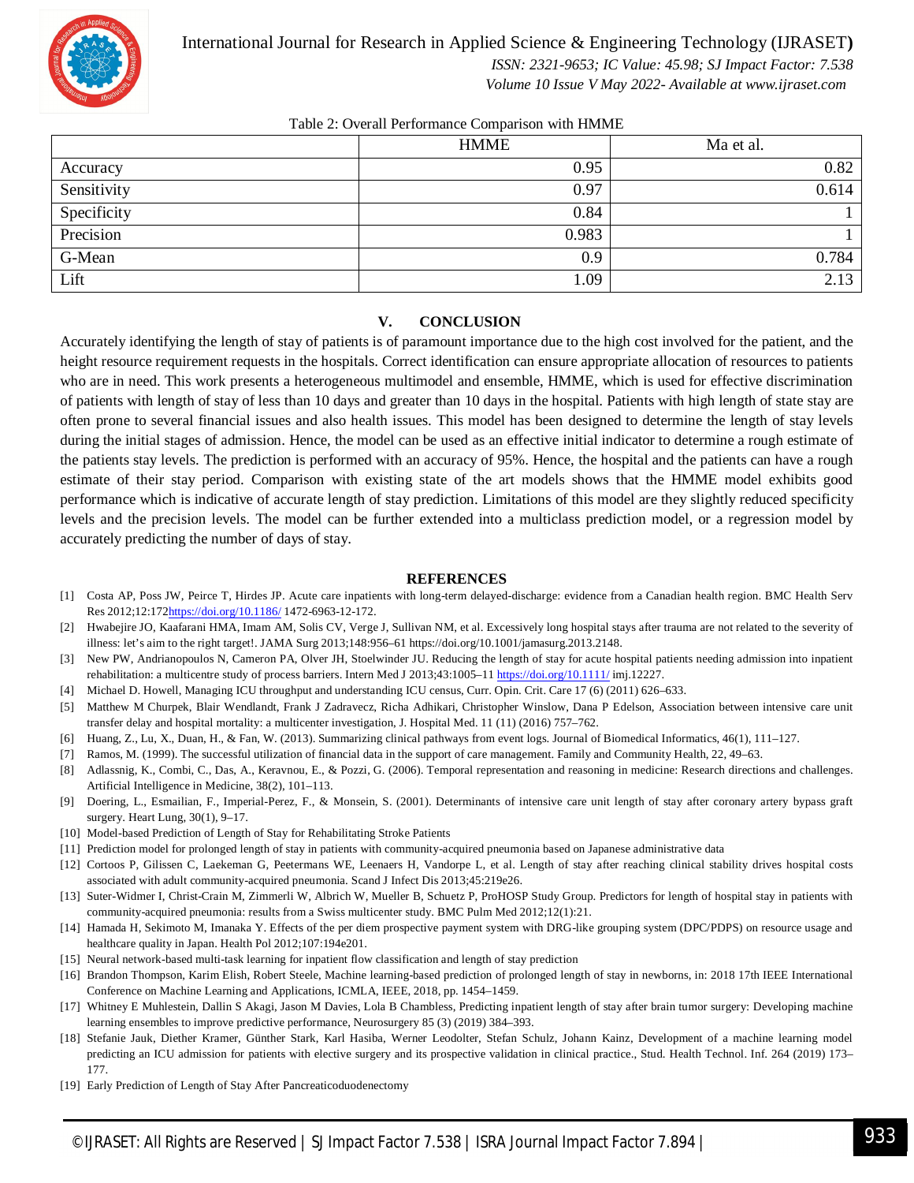Table 2: Overall Performance Comparison with HMME

| | HMME | Ma et al. |
|---|---|---|
| Accuracy | 0.95 | 0.82 |
| Sensitivity | 0.97 | 0.614 |
| Specificity | 0.84 | 1 |
| Precision | 0.983 | 1 |
| G-Mean | 0.9 | 0.784 |
| Lift | 1.09 | 2.13 |

## V. CONCLUSION

Accurately identifying the length of stay of patients is of paramount importance due to the high cost involved for the patient, and the height resource requirement requests in the hospitals. Correct identification can ensure appropriate allocation of resources to patients who are in need. This work presents a heterogeneous multimodel and ensemble, HMME, which is used for effective discrimination of patients with length of stay of less than 10 days and greater than 10 days in the hospital. Patients with high length of state stay are often prone to several financial issues and also health issues. This model has been designed to determine the length of stay levels during the initial stages of admission. Hence, the model can be used as an effective initial indicator to determine a rough estimate of the patients stay levels. The prediction is performed with an accuracy of 95%. Hence, the hospital and the patients can have a rough estimate of their stay period. Comparison with existing state of the art models shows that the HMME model exhibits good performance which is indicative of accurate length of stay prediction. Limitations of this model are they slightly reduced specificity levels and the precision levels. The model can be further extended into a multiclass prediction model, or a regression model by accurately predicting the number of days of stay.

## REFERENCES

[1] Costa AP, Poss JW, Peirce T, Hirdes JP. Acute care inpatients with long-term delayed-discharge: evidence from a Canadian health region. BMC Health Serv Res 2012;12:172https://doi.org/10.1186/ 1472-6963-12-172.

[2] Hwabejire JO, Kaafarani HMA, Imam AM, Solis CV, Verge J, Sullivan NM, et al. Excessively long hospital stays after trauma are not related to the severity of illness: let's aim to the right target!. JAMA Surg 2013;148:956–61 https://doi.org/10.1001/jamasurg.2013.2148.

[3] New PW, Andrianopoulos N, Cameron PA, Olver JH, Stoelwinder JU. Reducing the length of stay for acute hospital patients needing admission into inpatient rehabilitation: a multicentre study of process barriers. Intern Med J 2013;43:1005–11 https://doi.org/10.1111/ imj.12227.

[4] Michael D. Howell, Managing ICU throughput and understanding ICU census, Curr. Opin. Crit. Care 17 (6) (2011) 626–633.

[5] Matthew M Churpek, Blair Wendlandt, Frank J Zadravecz, Richa Adhikari, Christopher Winslow, Dana P Edelson, Association between intensive care unit transfer delay and hospital mortality: a multicenter investigation, J. Hospital Med. 11 (11) (2016) 757–762.

[6] Huang, Z., Lu, X., Duan, H., & Fan, W. (2013). Summarizing clinical pathways from event logs. Journal of Biomedical Informatics, 46(1), 111–127.

[7] Ramos, M. (1999). The successful utilization of financial data in the support of care management. Family and Community Health, 22, 49–63.

[8] Adlassnig, K., Combi, C., Das, A., Keravnou, E., & Pozzi, G. (2006). Temporal representation and reasoning in medicine: Research directions and challenges. Artificial Intelligence in Medicine, 38(2), 101–113.

[9] Doering, L., Esmailian, F., Imperial-Perez, F., & Monsein, S. (2001). Determinants of intensive care unit length of stay after coronary artery bypass graft surgery. Heart Lung, 30(1), 9–17.

[10] Model-based Prediction of Length of Stay for Rehabilitating Stroke Patients

[11] Prediction model for prolonged length of stay in patients with community-acquired pneumonia based on Japanese administrative data

[12] Cortoos P, Gilissen C, Laekeman G, Peetermans WE, Leenaers H, Vandorpe L, et al. Length of stay after reaching clinical stability drives hospital costs associated with adult community-acquired pneumonia. Scand J Infect Dis 2013;45:219e26.

[13] Suter-Widmer I, Christ-Crain M, Zimmerli W, Albrich W, Mueller B, Schuetz P, ProHOSP Study Group. Predictors for length of hospital stay in patients with community-acquired pneumonia: results from a Swiss multicenter study. BMC Pulm Med 2012;12(1):21.

[14] Hamada H, Sekimoto M, Imanaka Y. Effects of the per diem prospective payment system with DRG-like grouping system (DPC/PDPS) on resource usage and healthcare quality in Japan. Health Pol 2012;107:194e201.

[15] Neural network-based multi-task learning for inpatient flow classification and length of stay prediction

[16] Brandon Thompson, Karim Elish, Robert Steele, Machine learning-based prediction of prolonged length of stay in newborns, in: 2018 17th IEEE International Conference on Machine Learning and Applications, ICMLA, IEEE, 2018, pp. 1454–1459.

[17] Whitney E Muhlestein, Dallin S Akagi, Jason M Davies, Lola B Chambless, Predicting inpatient length of stay after brain tumor surgery: Developing machine learning ensembles to improve predictive performance, Neurosurgery 85 (3) (2019) 384–393.

[18] Stefanie Jauk, Diether Kramer, Günther Stark, Karl Hasiba, Werner Leodolter, Stefan Schulz, Johann Kainz, Development of a machine learning model predicting an ICU admission for patients with elective surgery and its prospective validation in clinical practice., Stud. Health Technol. Inf. 264 (2019) 173–177.

[19] Early Prediction of Length of Stay After Pancreaticoduodenectomy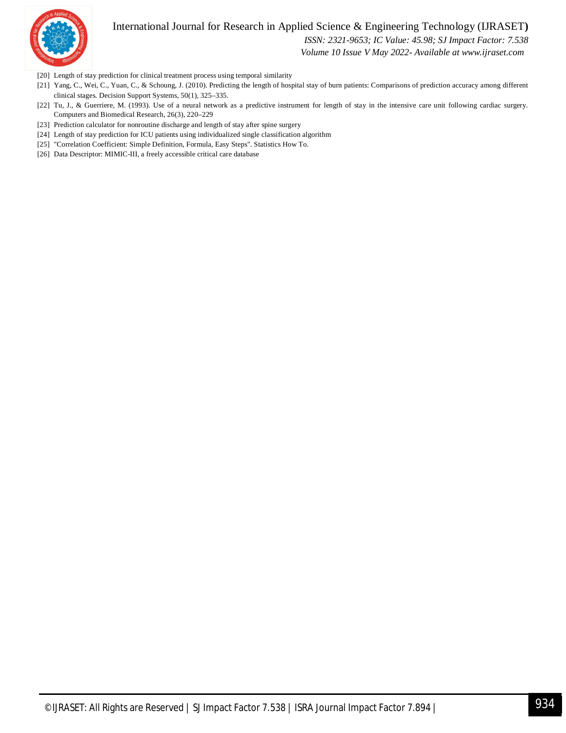[20] Length of stay prediction for clinical treatment process using temporal similarity

[21] Yang, C., Wei, C., Yuan, C., & Schoung, J. (2010). Predicting the length of hospital stay of burn patients: Comparisons of prediction accuracy among different clinical stages. Decision Support Systems, 50(1), 325–335.

[22] Tu, J., & Guerriere, M. (1993). Use of a neural network as a predictive instrument for length of stay in the intensive care unit following cardiac surgery. Computers and Biomedical Research, 26(3), 220–229

[23] Prediction calculator for nonroutine discharge and length of stay after spine surgery

[24] Length of stay prediction for ICU patients using individualized single classification algorithm

[25] "Correlation Coefficient: Simple Definition, Formula, Easy Steps". Statistics How To.

[26] Data Descriptor: MIMIC-III, a freely accessible critical care database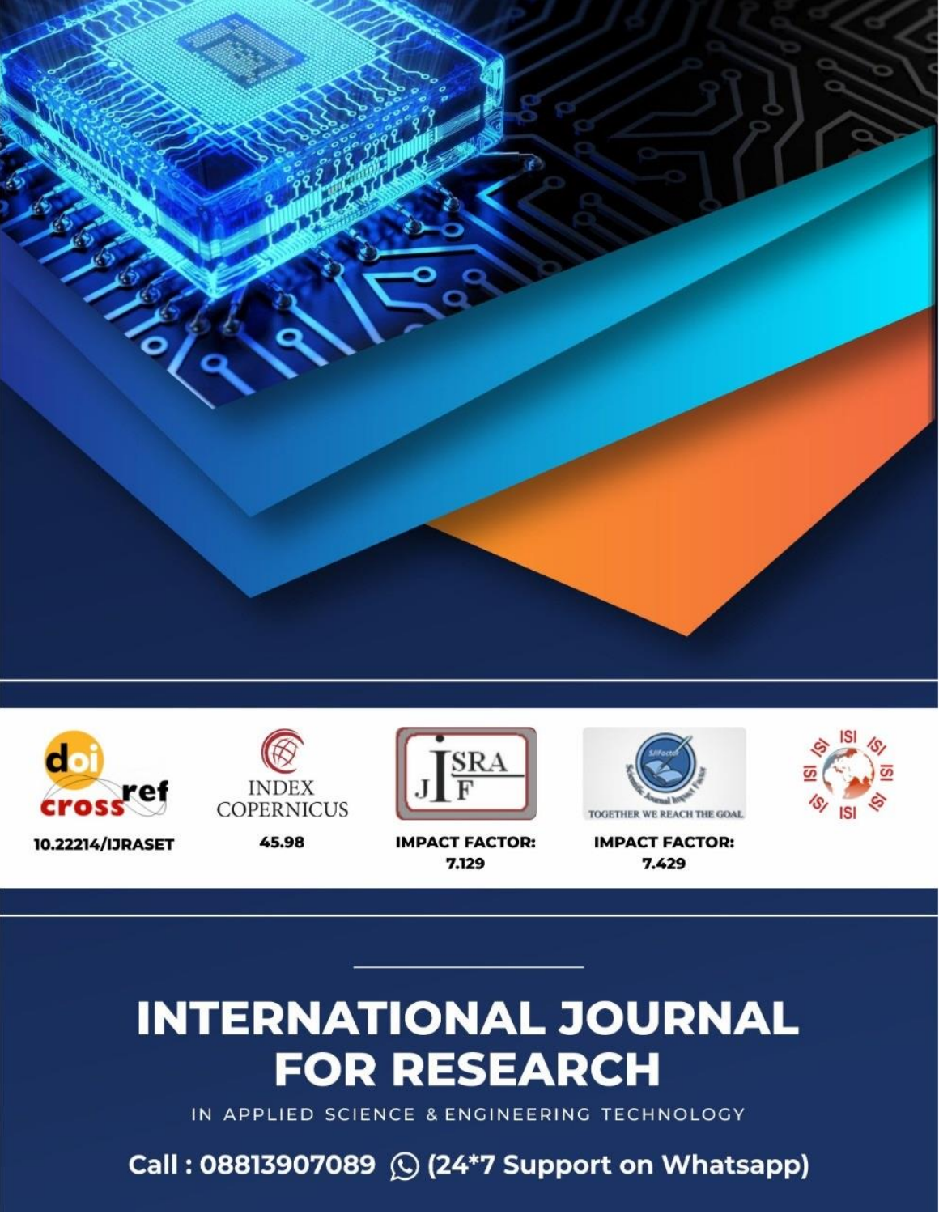10.22214/IJRASET

INDEX COPERNICUS

45.98

IMPACT FACTOR: 7.129

IMPACT FACTOR: 7.429

# INTERNATIONAL JOURNAL FOR RESEARCH

IN APPLIED SCIENCE & ENGINEERING TECHNOLOGY

Call : 08813907089 (24*7 Support on Whatsapp)